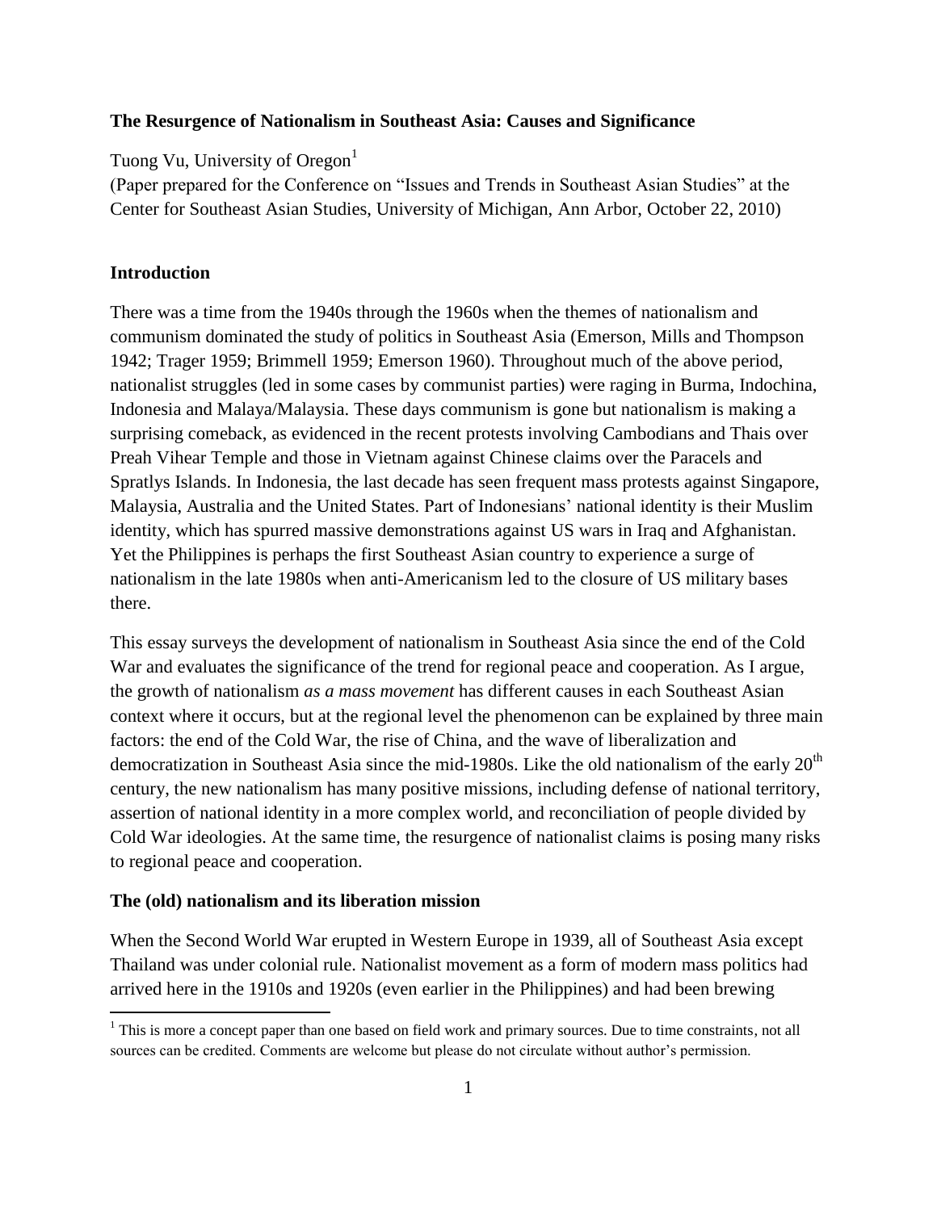**The Resurgence of Nationalism in Southeast Asia: Causes and Significance**

Tuong Vu, University of Oregon[1]

(Paper prepared for the Conference on "Issues and Trends in Southeast Asian Studies" at the Center for Southeast Asian Studies, University of Michigan, Ann Arbor, October 22, 2010)

## Introduction

There was a time from the 1940s through the 1960s when the themes of nationalism and communism dominated the study of politics in Southeast Asia (Emerson, Mills and Thompson 1942; Trager 1959; Brimmell 1959; Emerson 1960). Throughout much of the above period, nationalist struggles (led in some cases by communist parties) were raging in Burma, Indochina, Indonesia and Malaya/Malaysia. These days communism is gone but nationalism is making a surprising comeback, as evidenced in the recent protests involving Cambodians and Thais over Preah Vihear Temple and those in Vietnam against Chinese claims over the Paracels and Spratlys Islands. In Indonesia, the last decade has seen frequent mass protests against Singapore, Malaysia, Australia and the United States. Part of Indonesians' national identity is their Muslim identity, which has spurred massive demonstrations against US wars in Iraq and Afghanistan. Yet the Philippines is perhaps the first Southeast Asian country to experience a surge of nationalism in the late 1980s when anti-Americanism led to the closure of US military bases there.

This essay surveys the development of nationalism in Southeast Asia since the end of the Cold War and evaluates the significance of the trend for regional peace and cooperation. As I argue, the growth of nationalism *as a mass movement* has different causes in each Southeast Asian context where it occurs, but at the regional level the phenomenon can be explained by three main factors: the end of the Cold War, the rise of China, and the wave of liberalization and democratization in Southeast Asia since the mid-1980s. Like the old nationalism of the early 20th century, the new nationalism has many positive missions, including defense of national territory, assertion of national identity in a more complex world, and reconciliation of people divided by Cold War ideologies. At the same time, the resurgence of nationalist claims is posing many risks to regional peace and cooperation.

## The (old) nationalism and its liberation mission

When the Second World War erupted in Western Europe in 1939, all of Southeast Asia except Thailand was under colonial rule. Nationalist movement as a form of modern mass politics had arrived here in the 1910s and 1920s (even earlier in the Philippines) and had been brewing

---

[1] This is more a concept paper than one based on field work and primary sources. Due to time constraints, not all sources can be credited. Comments are welcome but please do not circulate without author's permission.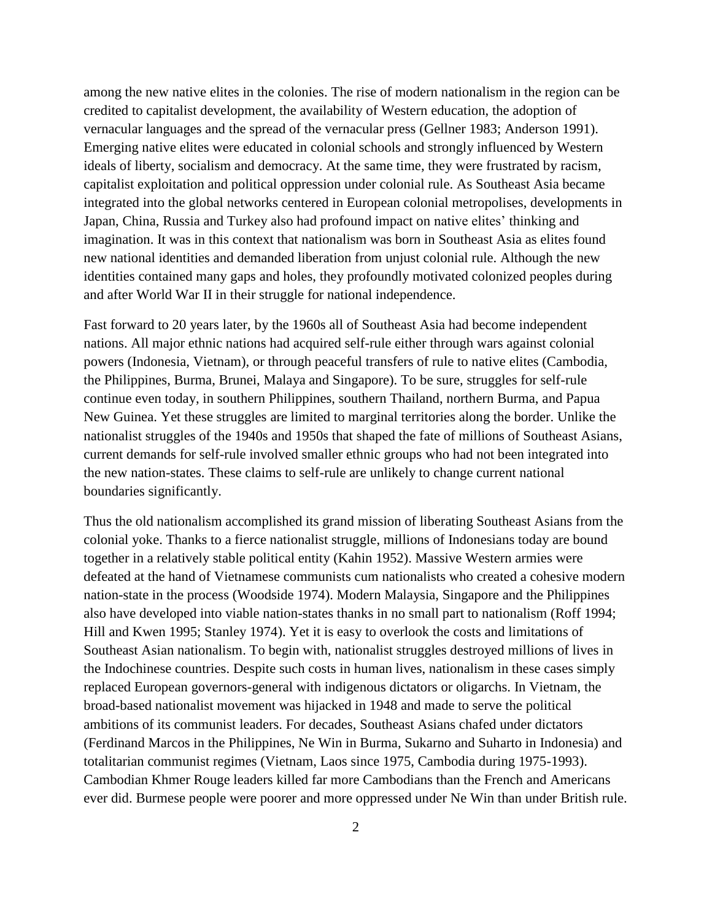among the new native elites in the colonies. The rise of modern nationalism in the region can be credited to capitalist development, the availability of Western education, the adoption of vernacular languages and the spread of the vernacular press (Gellner 1983; Anderson 1991). Emerging native elites were educated in colonial schools and strongly influenced by Western ideals of liberty, socialism and democracy. At the same time, they were frustrated by racism, capitalist exploitation and political oppression under colonial rule. As Southeast Asia became integrated into the global networks centered in European colonial metropolises, developments in Japan, China, Russia and Turkey also had profound impact on native elites' thinking and imagination. It was in this context that nationalism was born in Southeast Asia as elites found new national identities and demanded liberation from unjust colonial rule. Although the new identities contained many gaps and holes, they profoundly motivated colonized peoples during and after World War II in their struggle for national independence.

Fast forward to 20 years later, by the 1960s all of Southeast Asia had become independent nations. All major ethnic nations had acquired self-rule either through wars against colonial powers (Indonesia, Vietnam), or through peaceful transfers of rule to native elites (Cambodia, the Philippines, Burma, Brunei, Malaya and Singapore). To be sure, struggles for self-rule continue even today, in southern Philippines, southern Thailand, northern Burma, and Papua New Guinea. Yet these struggles are limited to marginal territories along the border. Unlike the nationalist struggles of the 1940s and 1950s that shaped the fate of millions of Southeast Asians, current demands for self-rule involved smaller ethnic groups who had not been integrated into the new nation-states. These claims to self-rule are unlikely to change current national boundaries significantly.

Thus the old nationalism accomplished its grand mission of liberating Southeast Asians from the colonial yoke. Thanks to a fierce nationalist struggle, millions of Indonesians today are bound together in a relatively stable political entity (Kahin 1952). Massive Western armies were defeated at the hand of Vietnamese communists cum nationalists who created a cohesive modern nation-state in the process (Woodside 1974). Modern Malaysia, Singapore and the Philippines also have developed into viable nation-states thanks in no small part to nationalism (Roff 1994; Hill and Kwen 1995; Stanley 1974). Yet it is easy to overlook the costs and limitations of Southeast Asian nationalism. To begin with, nationalist struggles destroyed millions of lives in the Indochinese countries. Despite such costs in human lives, nationalism in these cases simply replaced European governors-general with indigenous dictators or oligarchs. In Vietnam, the broad-based nationalist movement was hijacked in 1948 and made to serve the political ambitions of its communist leaders. For decades, Southeast Asians chafed under dictators (Ferdinand Marcos in the Philippines, Ne Win in Burma, Sukarno and Suharto in Indonesia) and totalitarian communist regimes (Vietnam, Laos since 1975, Cambodia during 1975-1993). Cambodian Khmer Rouge leaders killed far more Cambodians than the French and Americans ever did. Burmese people were poorer and more oppressed under Ne Win than under British rule.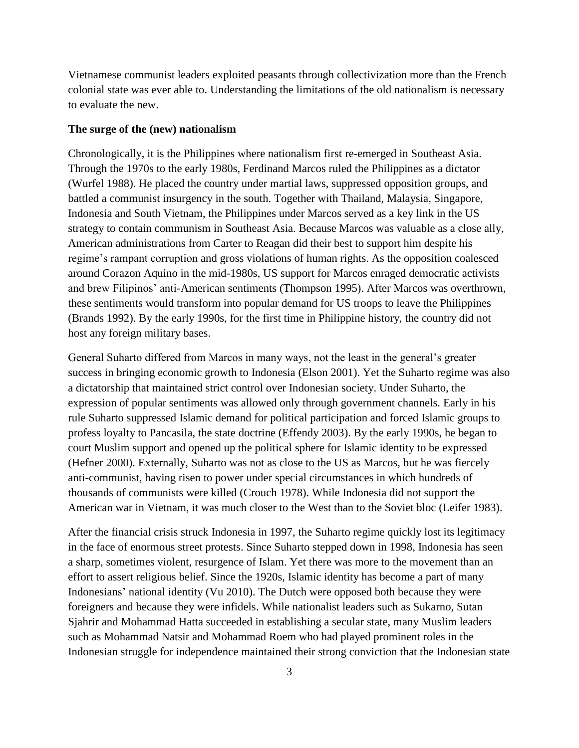Vietnamese communist leaders exploited peasants through collectivization more than the French colonial state was ever able to. Understanding the limitations of the old nationalism is necessary to evaluate the new.

### The surge of the (new) nationalism

Chronologically, it is the Philippines where nationalism first re-emerged in Southeast Asia. Through the 1970s to the early 1980s, Ferdinand Marcos ruled the Philippines as a dictator (Wurfel 1988). He placed the country under martial laws, suppressed opposition groups, and battled a communist insurgency in the south. Together with Thailand, Malaysia, Singapore, Indonesia and South Vietnam, the Philippines under Marcos served as a key link in the US strategy to contain communism in Southeast Asia. Because Marcos was valuable as a close ally, American administrations from Carter to Reagan did their best to support him despite his regime's rampant corruption and gross violations of human rights. As the opposition coalesced around Corazon Aquino in the mid-1980s, US support for Marcos enraged democratic activists and brew Filipinos' anti-American sentiments (Thompson 1995). After Marcos was overthrown, these sentiments would transform into popular demand for US troops to leave the Philippines (Brands 1992). By the early 1990s, for the first time in Philippine history, the country did not host any foreign military bases.

General Suharto differed from Marcos in many ways, not the least in the general's greater success in bringing economic growth to Indonesia (Elson 2001). Yet the Suharto regime was also a dictatorship that maintained strict control over Indonesian society. Under Suharto, the expression of popular sentiments was allowed only through government channels. Early in his rule Suharto suppressed Islamic demand for political participation and forced Islamic groups to profess loyalty to Pancasila, the state doctrine (Effendy 2003). By the early 1990s, he began to court Muslim support and opened up the political sphere for Islamic identity to be expressed (Hefner 2000). Externally, Suharto was not as close to the US as Marcos, but he was fiercely anti-communist, having risen to power under special circumstances in which hundreds of thousands of communists were killed (Crouch 1978). While Indonesia did not support the American war in Vietnam, it was much closer to the West than to the Soviet bloc (Leifer 1983).

After the financial crisis struck Indonesia in 1997, the Suharto regime quickly lost its legitimacy in the face of enormous street protests. Since Suharto stepped down in 1998, Indonesia has seen a sharp, sometimes violent, resurgence of Islam. Yet there was more to the movement than an effort to assert religious belief. Since the 1920s, Islamic identity has become a part of many Indonesians' national identity (Vu 2010). The Dutch were opposed both because they were foreigners and because they were infidels. While nationalist leaders such as Sukarno, Sutan Sjahrir and Mohammad Hatta succeeded in establishing a secular state, many Muslim leaders such as Mohammad Natsir and Mohammad Roem who had played prominent roles in the Indonesian struggle for independence maintained their strong conviction that the Indonesian state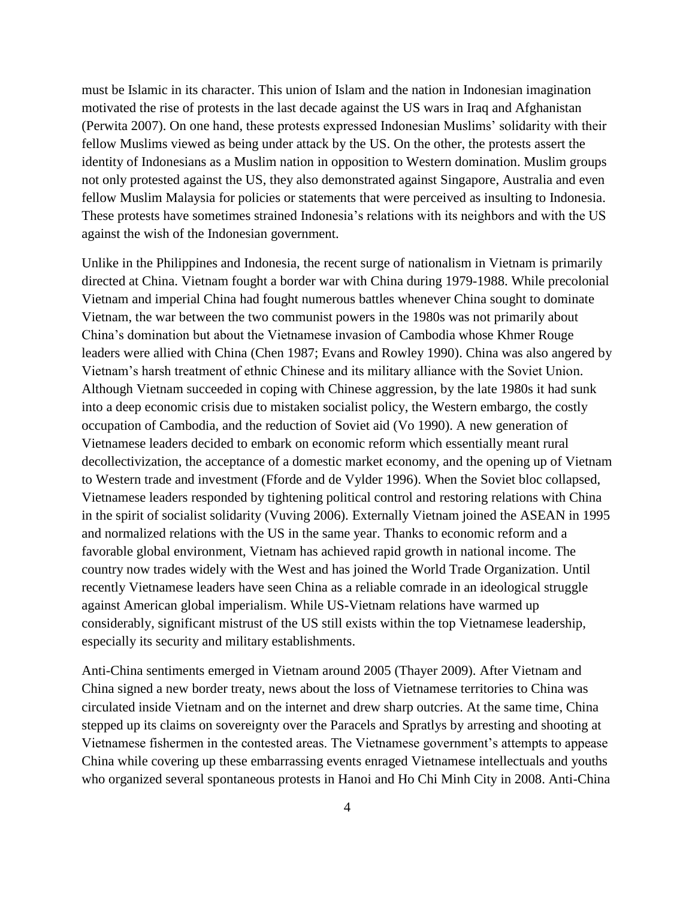must be Islamic in its character. This union of Islam and the nation in Indonesian imagination motivated the rise of protests in the last decade against the US wars in Iraq and Afghanistan (Perwita 2007). On one hand, these protests expressed Indonesian Muslims' solidarity with their fellow Muslims viewed as being under attack by the US. On the other, the protests assert the identity of Indonesians as a Muslim nation in opposition to Western domination. Muslim groups not only protested against the US, they also demonstrated against Singapore, Australia and even fellow Muslim Malaysia for policies or statements that were perceived as insulting to Indonesia. These protests have sometimes strained Indonesia's relations with its neighbors and with the US against the wish of the Indonesian government.

Unlike in the Philippines and Indonesia, the recent surge of nationalism in Vietnam is primarily directed at China. Vietnam fought a border war with China during 1979-1988. While precolonial Vietnam and imperial China had fought numerous battles whenever China sought to dominate Vietnam, the war between the two communist powers in the 1980s was not primarily about China's domination but about the Vietnamese invasion of Cambodia whose Khmer Rouge leaders were allied with China (Chen 1987; Evans and Rowley 1990). China was also angered by Vietnam's harsh treatment of ethnic Chinese and its military alliance with the Soviet Union. Although Vietnam succeeded in coping with Chinese aggression, by the late 1980s it had sunk into a deep economic crisis due to mistaken socialist policy, the Western embargo, the costly occupation of Cambodia, and the reduction of Soviet aid (Vo 1990). A new generation of Vietnamese leaders decided to embark on economic reform which essentially meant rural decollectivization, the acceptance of a domestic market economy, and the opening up of Vietnam to Western trade and investment (Fforde and de Vylder 1996). When the Soviet bloc collapsed, Vietnamese leaders responded by tightening political control and restoring relations with China in the spirit of socialist solidarity (Vuving 2006). Externally Vietnam joined the ASEAN in 1995 and normalized relations with the US in the same year. Thanks to economic reform and a favorable global environment, Vietnam has achieved rapid growth in national income. The country now trades widely with the West and has joined the World Trade Organization. Until recently Vietnamese leaders have seen China as a reliable comrade in an ideological struggle against American global imperialism. While US-Vietnam relations have warmed up considerably, significant mistrust of the US still exists within the top Vietnamese leadership, especially its security and military establishments.

Anti-China sentiments emerged in Vietnam around 2005 (Thayer 2009). After Vietnam and China signed a new border treaty, news about the loss of Vietnamese territories to China was circulated inside Vietnam and on the internet and drew sharp outcries. At the same time, China stepped up its claims on sovereignty over the Paracels and Spratlys by arresting and shooting at Vietnamese fishermen in the contested areas. The Vietnamese government's attempts to appease China while covering up these embarrassing events enraged Vietnamese intellectuals and youths who organized several spontaneous protests in Hanoi and Ho Chi Minh City in 2008. Anti-China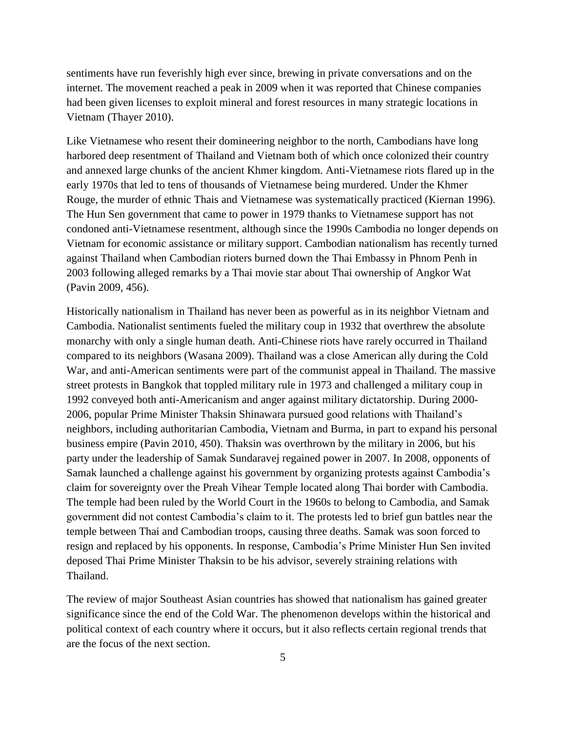sentiments have run feverishly high ever since, brewing in private conversations and on the internet. The movement reached a peak in 2009 when it was reported that Chinese companies had been given licenses to exploit mineral and forest resources in many strategic locations in Vietnam (Thayer 2010).

Like Vietnamese who resent their domineering neighbor to the north, Cambodians have long harbored deep resentment of Thailand and Vietnam both of which once colonized their country and annexed large chunks of the ancient Khmer kingdom. Anti-Vietnamese riots flared up in the early 1970s that led to tens of thousands of Vietnamese being murdered. Under the Khmer Rouge, the murder of ethnic Thais and Vietnamese was systematically practiced (Kiernan 1996). The Hun Sen government that came to power in 1979 thanks to Vietnamese support has not condoned anti-Vietnamese resentment, although since the 1990s Cambodia no longer depends on Vietnam for economic assistance or military support. Cambodian nationalism has recently turned against Thailand when Cambodian rioters burned down the Thai Embassy in Phnom Penh in 2003 following alleged remarks by a Thai movie star about Thai ownership of Angkor Wat (Pavin 2009, 456).

Historically nationalism in Thailand has never been as powerful as in its neighbor Vietnam and Cambodia. Nationalist sentiments fueled the military coup in 1932 that overthrew the absolute monarchy with only a single human death. Anti-Chinese riots have rarely occurred in Thailand compared to its neighbors (Wasana 2009). Thailand was a close American ally during the Cold War, and anti-American sentiments were part of the communist appeal in Thailand. The massive street protests in Bangkok that toppled military rule in 1973 and challenged a military coup in 1992 conveyed both anti-Americanism and anger against military dictatorship. During 2000-2006, popular Prime Minister Thaksin Shinawara pursued good relations with Thailand's neighbors, including authoritarian Cambodia, Vietnam and Burma, in part to expand his personal business empire (Pavin 2010, 450). Thaksin was overthrown by the military in 2006, but his party under the leadership of Samak Sundaravej regained power in 2007. In 2008, opponents of Samak launched a challenge against his government by organizing protests against Cambodia's claim for sovereignty over the Preah Vihear Temple located along Thai border with Cambodia. The temple had been ruled by the World Court in the 1960s to belong to Cambodia, and Samak government did not contest Cambodia's claim to it. The protests led to brief gun battles near the temple between Thai and Cambodian troops, causing three deaths. Samak was soon forced to resign and replaced by his opponents. In response, Cambodia's Prime Minister Hun Sen invited deposed Thai Prime Minister Thaksin to be his advisor, severely straining relations with Thailand.

The review of major Southeast Asian countries has showed that nationalism has gained greater significance since the end of the Cold War. The phenomenon develops within the historical and political context of each country where it occurs, but it also reflects certain regional trends that are the focus of the next section.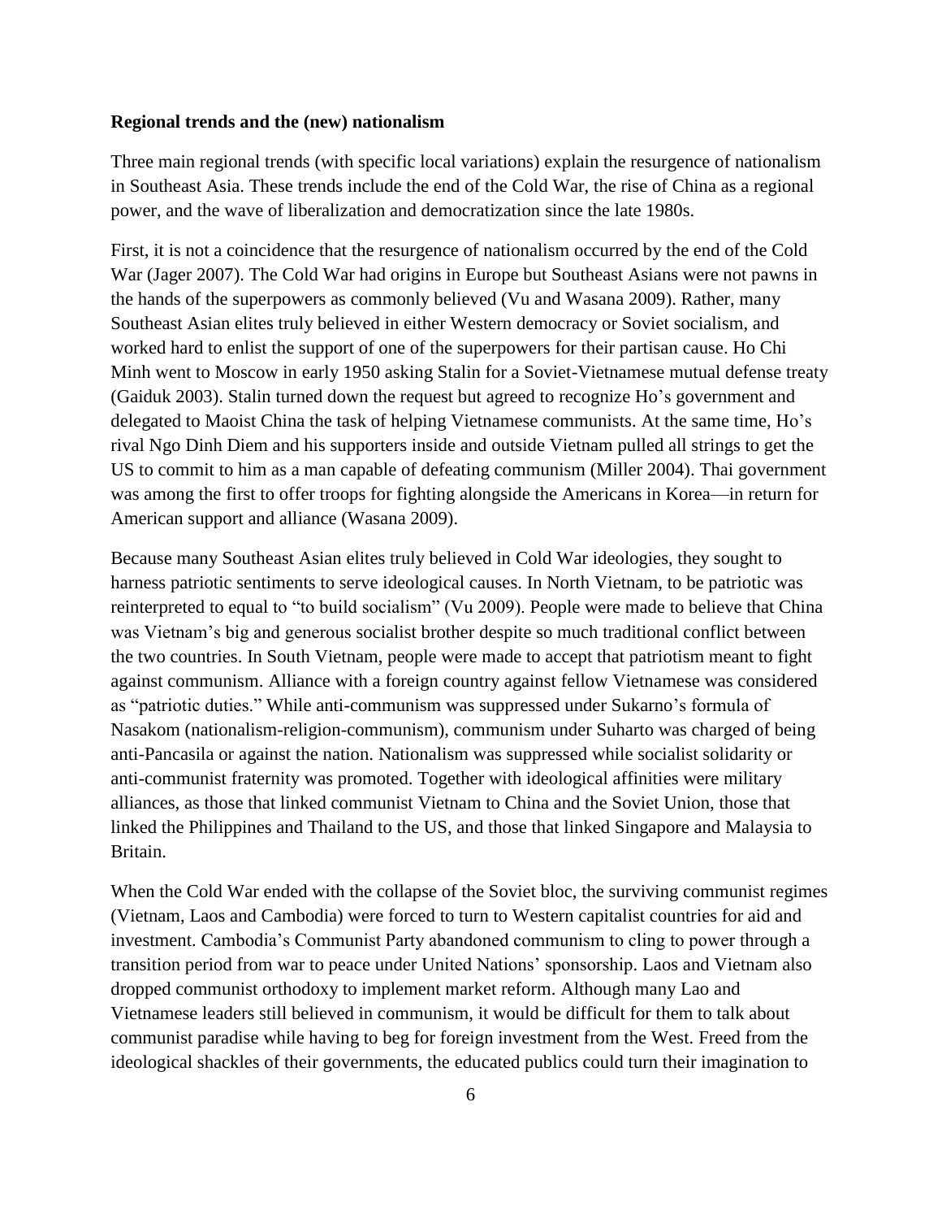**Regional trends and the (new) nationalism**

Three main regional trends (with specific local variations) explain the resurgence of nationalism in Southeast Asia. These trends include the end of the Cold War, the rise of China as a regional power, and the wave of liberalization and democratization since the late 1980s.

First, it is not a coincidence that the resurgence of nationalism occurred by the end of the Cold War (Jager 2007). The Cold War had origins in Europe but Southeast Asians were not pawns in the hands of the superpowers as commonly believed (Vu and Wasana 2009). Rather, many Southeast Asian elites truly believed in either Western democracy or Soviet socialism, and worked hard to enlist the support of one of the superpowers for their partisan cause. Ho Chi Minh went to Moscow in early 1950 asking Stalin for a Soviet-Vietnamese mutual defense treaty (Gaiduk 2003). Stalin turned down the request but agreed to recognize Ho's government and delegated to Maoist China the task of helping Vietnamese communists. At the same time, Ho's rival Ngo Dinh Diem and his supporters inside and outside Vietnam pulled all strings to get the US to commit to him as a man capable of defeating communism (Miller 2004). Thai government was among the first to offer troops for fighting alongside the Americans in Korea—in return for American support and alliance (Wasana 2009).

Because many Southeast Asian elites truly believed in Cold War ideologies, they sought to harness patriotic sentiments to serve ideological causes. In North Vietnam, to be patriotic was reinterpreted to equal to "to build socialism" (Vu 2009). People were made to believe that China was Vietnam's big and generous socialist brother despite so much traditional conflict between the two countries. In South Vietnam, people were made to accept that patriotism meant to fight against communism. Alliance with a foreign country against fellow Vietnamese was considered as "patriotic duties." While anti-communism was suppressed under Sukarno's formula of Nasakom (nationalism-religion-communism), communism under Suharto was charged of being anti-Pancasila or against the nation. Nationalism was suppressed while socialist solidarity or anti-communist fraternity was promoted. Together with ideological affinities were military alliances, as those that linked communist Vietnam to China and the Soviet Union, those that linked the Philippines and Thailand to the US, and those that linked Singapore and Malaysia to Britain.

When the Cold War ended with the collapse of the Soviet bloc, the surviving communist regimes (Vietnam, Laos and Cambodia) were forced to turn to Western capitalist countries for aid and investment. Cambodia's Communist Party abandoned communism to cling to power through a transition period from war to peace under United Nations' sponsorship. Laos and Vietnam also dropped communist orthodoxy to implement market reform. Although many Lao and Vietnamese leaders still believed in communism, it would be difficult for them to talk about communist paradise while having to beg for foreign investment from the West. Freed from the ideological shackles of their governments, the educated publics could turn their imagination to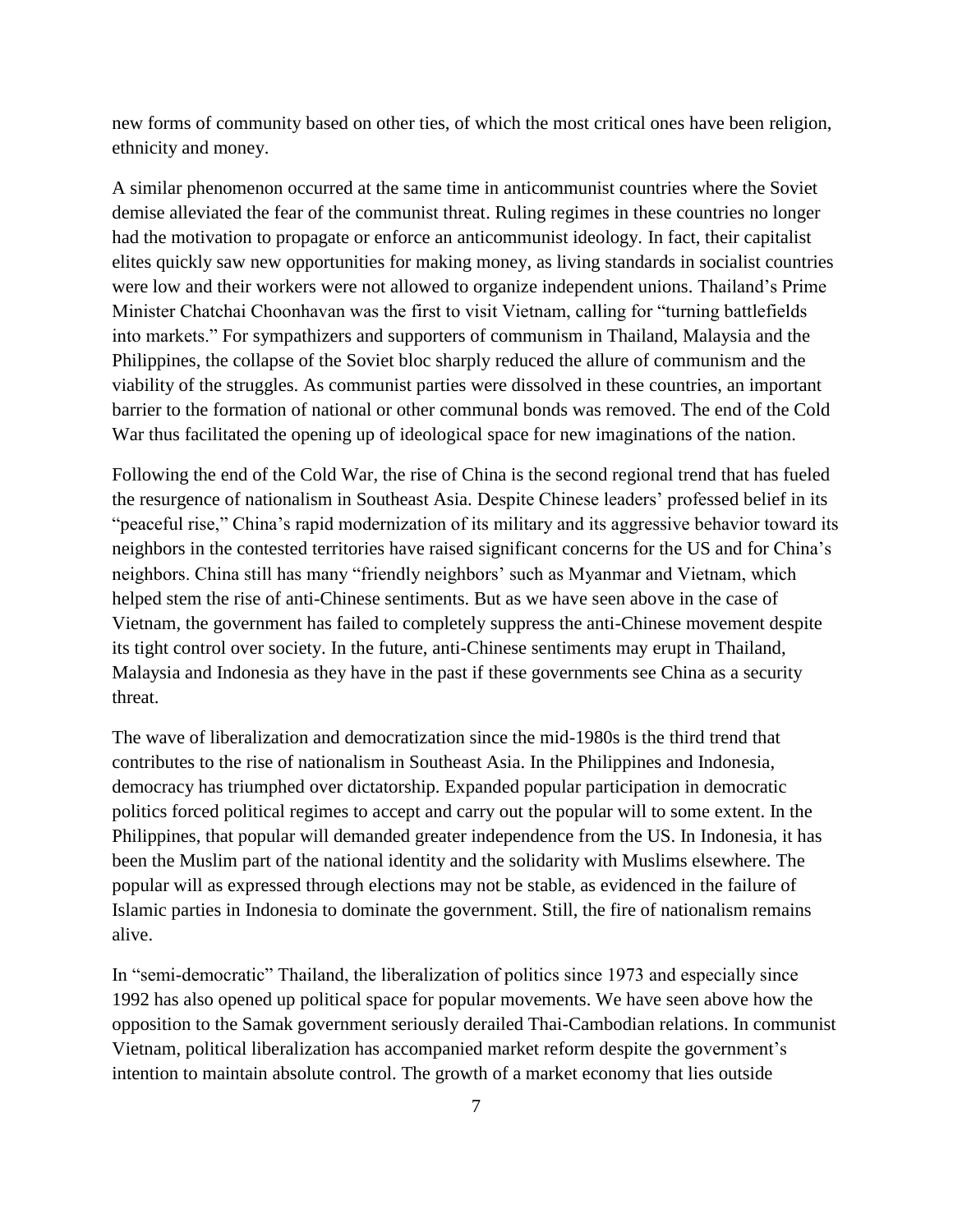new forms of community based on other ties, of which the most critical ones have been religion, ethnicity and money.

A similar phenomenon occurred at the same time in anticommunist countries where the Soviet demise alleviated the fear of the communist threat. Ruling regimes in these countries no longer had the motivation to propagate or enforce an anticommunist ideology. In fact, their capitalist elites quickly saw new opportunities for making money, as living standards in socialist countries were low and their workers were not allowed to organize independent unions. Thailand's Prime Minister Chatchai Choonhavan was the first to visit Vietnam, calling for "turning battlefields into markets." For sympathizers and supporters of communism in Thailand, Malaysia and the Philippines, the collapse of the Soviet bloc sharply reduced the allure of communism and the viability of the struggles. As communist parties were dissolved in these countries, an important barrier to the formation of national or other communal bonds was removed. The end of the Cold War thus facilitated the opening up of ideological space for new imaginations of the nation.

Following the end of the Cold War, the rise of China is the second regional trend that has fueled the resurgence of nationalism in Southeast Asia. Despite Chinese leaders' professed belief in its "peaceful rise," China's rapid modernization of its military and its aggressive behavior toward its neighbors in the contested territories have raised significant concerns for the US and for China's neighbors. China still has many "friendly neighbors' such as Myanmar and Vietnam, which helped stem the rise of anti-Chinese sentiments. But as we have seen above in the case of Vietnam, the government has failed to completely suppress the anti-Chinese movement despite its tight control over society. In the future, anti-Chinese sentiments may erupt in Thailand, Malaysia and Indonesia as they have in the past if these governments see China as a security threat.

The wave of liberalization and democratization since the mid-1980s is the third trend that contributes to the rise of nationalism in Southeast Asia. In the Philippines and Indonesia, democracy has triumphed over dictatorship. Expanded popular participation in democratic politics forced political regimes to accept and carry out the popular will to some extent. In the Philippines, that popular will demanded greater independence from the US. In Indonesia, it has been the Muslim part of the national identity and the solidarity with Muslims elsewhere. The popular will as expressed through elections may not be stable, as evidenced in the failure of Islamic parties in Indonesia to dominate the government. Still, the fire of nationalism remains alive.

In "semi-democratic" Thailand, the liberalization of politics since 1973 and especially since 1992 has also opened up political space for popular movements. We have seen above how the opposition to the Samak government seriously derailed Thai-Cambodian relations. In communist Vietnam, political liberalization has accompanied market reform despite the government's intention to maintain absolute control. The growth of a market economy that lies outside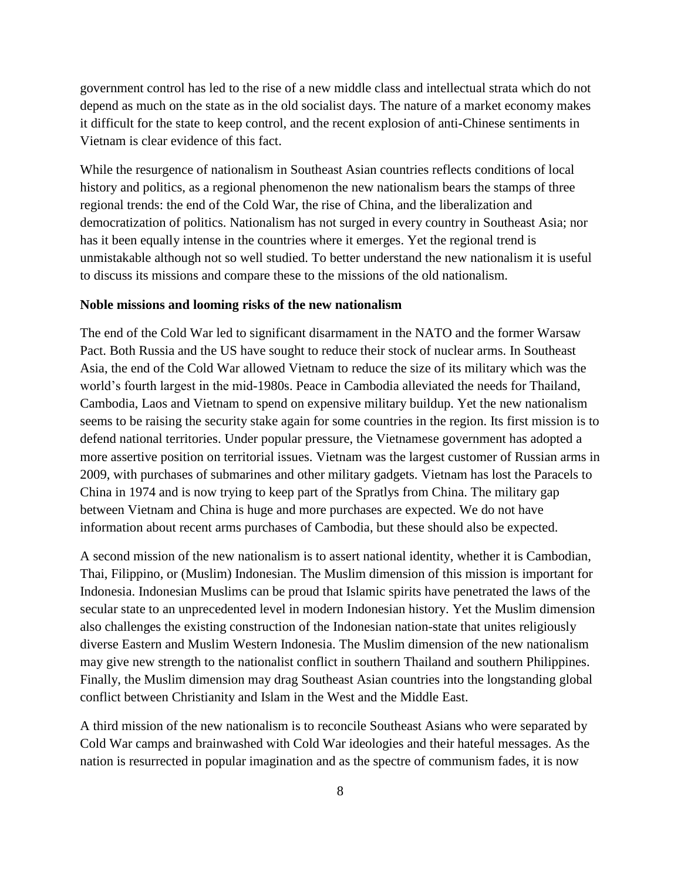government control has led to the rise of a new middle class and intellectual strata which do not depend as much on the state as in the old socialist days. The nature of a market economy makes it difficult for the state to keep control, and the recent explosion of anti-Chinese sentiments in Vietnam is clear evidence of this fact.

While the resurgence of nationalism in Southeast Asian countries reflects conditions of local history and politics, as a regional phenomenon the new nationalism bears the stamps of three regional trends: the end of the Cold War, the rise of China, and the liberalization and democratization of politics. Nationalism has not surged in every country in Southeast Asia; nor has it been equally intense in the countries where it emerges. Yet the regional trend is unmistakable although not so well studied. To better understand the new nationalism it is useful to discuss its missions and compare these to the missions of the old nationalism.

**Noble missions and looming risks of the new nationalism**

The end of the Cold War led to significant disarmament in the NATO and the former Warsaw Pact. Both Russia and the US have sought to reduce their stock of nuclear arms. In Southeast Asia, the end of the Cold War allowed Vietnam to reduce the size of its military which was the world's fourth largest in the mid-1980s. Peace in Cambodia alleviated the needs for Thailand, Cambodia, Laos and Vietnam to spend on expensive military buildup. Yet the new nationalism seems to be raising the security stake again for some countries in the region. Its first mission is to defend national territories. Under popular pressure, the Vietnamese government has adopted a more assertive position on territorial issues. Vietnam was the largest customer of Russian arms in 2009, with purchases of submarines and other military gadgets. Vietnam has lost the Paracels to China in 1974 and is now trying to keep part of the Spratlys from China. The military gap between Vietnam and China is huge and more purchases are expected. We do not have information about recent arms purchases of Cambodia, but these should also be expected.

A second mission of the new nationalism is to assert national identity, whether it is Cambodian, Thai, Filippino, or (Muslim) Indonesian. The Muslim dimension of this mission is important for Indonesia. Indonesian Muslims can be proud that Islamic spirits have penetrated the laws of the secular state to an unprecedented level in modern Indonesian history. Yet the Muslim dimension also challenges the existing construction of the Indonesian nation-state that unites religiously diverse Eastern and Muslim Western Indonesia. The Muslim dimension of the new nationalism may give new strength to the nationalist conflict in southern Thailand and southern Philippines. Finally, the Muslim dimension may drag Southeast Asian countries into the longstanding global conflict between Christianity and Islam in the West and the Middle East.

A third mission of the new nationalism is to reconcile Southeast Asians who were separated by Cold War camps and brainwashed with Cold War ideologies and their hateful messages. As the nation is resurrected in popular imagination and as the spectre of communism fades, it is now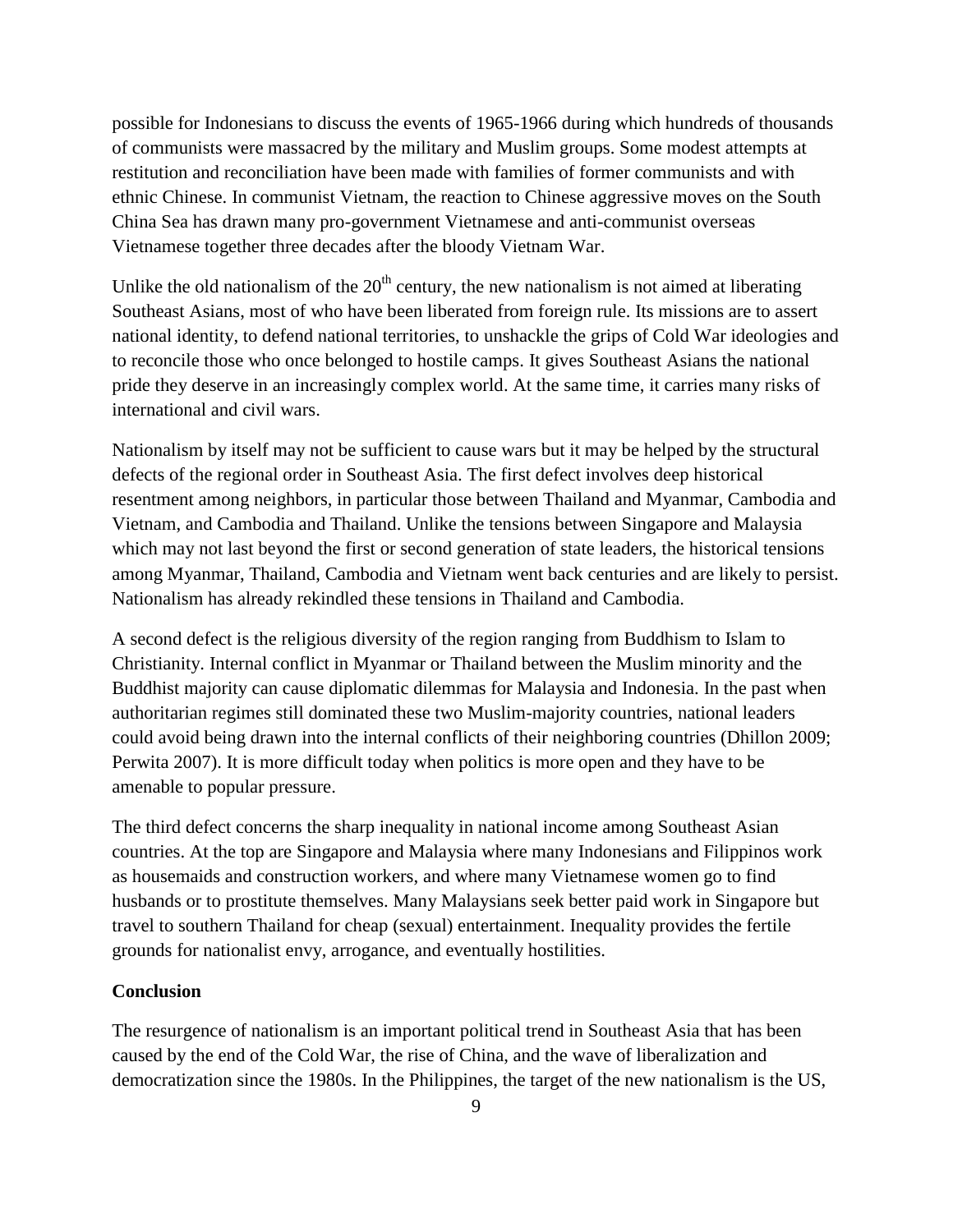possible for Indonesians to discuss the events of 1965-1966 during which hundreds of thousands of communists were massacred by the military and Muslim groups. Some modest attempts at restitution and reconciliation have been made with families of former communists and with ethnic Chinese. In communist Vietnam, the reaction to Chinese aggressive moves on the South China Sea has drawn many pro-government Vietnamese and anti-communist overseas Vietnamese together three decades after the bloody Vietnam War.

Unlike the old nationalism of the 20th century, the new nationalism is not aimed at liberating Southeast Asians, most of who have been liberated from foreign rule. Its missions are to assert national identity, to defend national territories, to unshackle the grips of Cold War ideologies and to reconcile those who once belonged to hostile camps. It gives Southeast Asians the national pride they deserve in an increasingly complex world. At the same time, it carries many risks of international and civil wars.

Nationalism by itself may not be sufficient to cause wars but it may be helped by the structural defects of the regional order in Southeast Asia. The first defect involves deep historical resentment among neighbors, in particular those between Thailand and Myanmar, Cambodia and Vietnam, and Cambodia and Thailand. Unlike the tensions between Singapore and Malaysia which may not last beyond the first or second generation of state leaders, the historical tensions among Myanmar, Thailand, Cambodia and Vietnam went back centuries and are likely to persist. Nationalism has already rekindled these tensions in Thailand and Cambodia.

A second defect is the religious diversity of the region ranging from Buddhism to Islam to Christianity. Internal conflict in Myanmar or Thailand between the Muslim minority and the Buddhist majority can cause diplomatic dilemmas for Malaysia and Indonesia. In the past when authoritarian regimes still dominated these two Muslim-majority countries, national leaders could avoid being drawn into the internal conflicts of their neighboring countries (Dhillon 2009; Perwita 2007). It is more difficult today when politics is more open and they have to be amenable to popular pressure.

The third defect concerns the sharp inequality in national income among Southeast Asian countries. At the top are Singapore and Malaysia where many Indonesians and Filipinos work as housemaids and construction workers, and where many Vietnamese women go to find husbands or to prostitute themselves. Many Malaysians seek better paid work in Singapore but travel to southern Thailand for cheap (sexual) entertainment. Inequality provides the fertile grounds for nationalist envy, arrogance, and eventually hostilities.

## Conclusion

The resurgence of nationalism is an important political trend in Southeast Asia that has been caused by the end of the Cold War, the rise of China, and the wave of liberalization and democratization since the 1980s. In the Philippines, the target of the new nationalism is the US,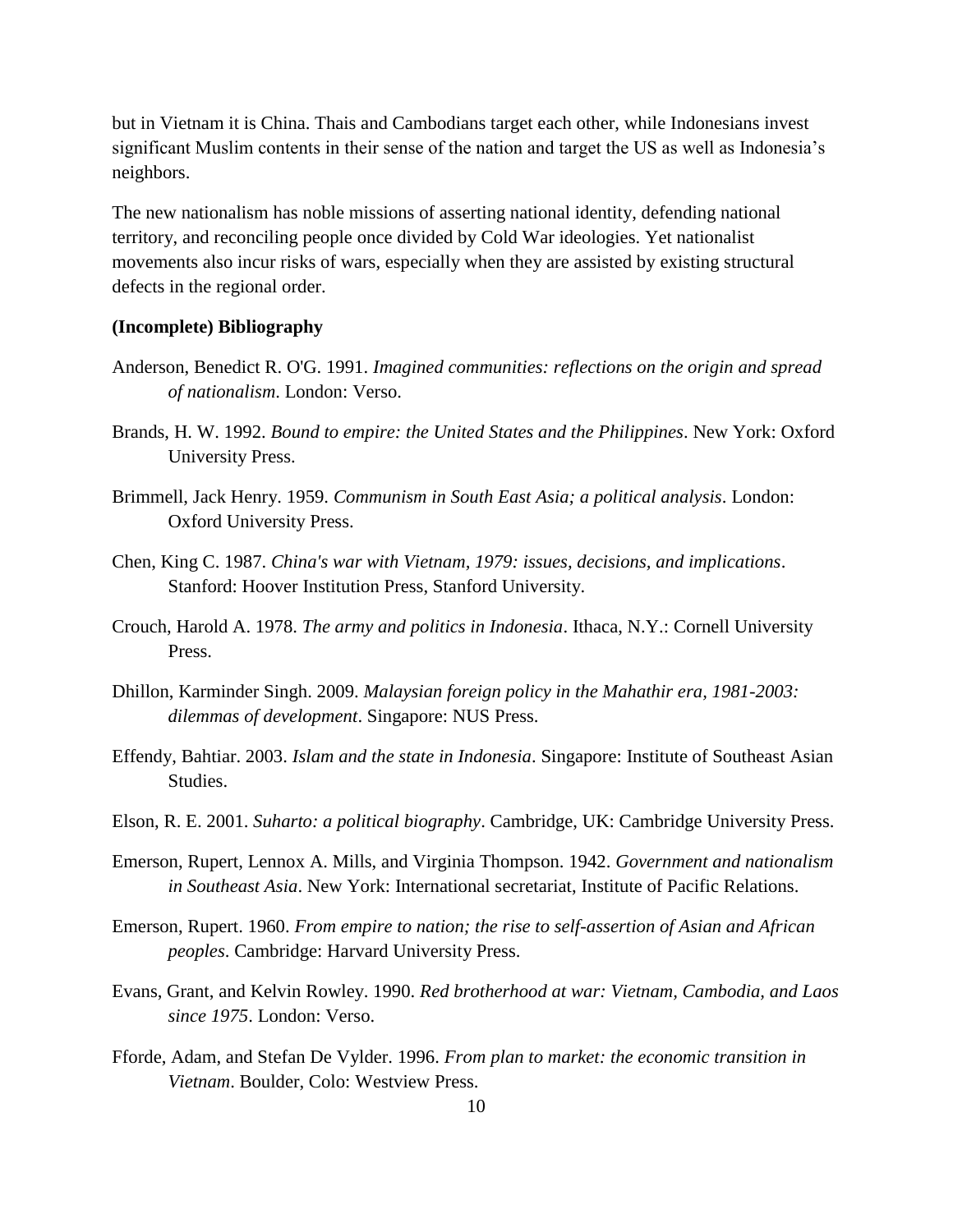but in Vietnam it is China. Thais and Cambodians target each other, while Indonesians invest significant Muslim contents in their sense of the nation and target the US as well as Indonesia's neighbors.

The new nationalism has noble missions of asserting national identity, defending national territory, and reconciling people once divided by Cold War ideologies. Yet nationalist movements also incur risks of wars, especially when they are assisted by existing structural defects in the regional order.

**(Incomplete) Bibliography**

Anderson, Benedict R. O'G. 1991. *Imagined communities: reflections on the origin and spread of nationalism*. London: Verso.

Brands, H. W. 1992. *Bound to empire: the United States and the Philippines*. New York: Oxford University Press.

Brimmell, Jack Henry. 1959. *Communism in South East Asia; a political analysis*. London: Oxford University Press.

Chen, King C. 1987. *China's war with Vietnam, 1979: issues, decisions, and implications*. Stanford: Hoover Institution Press, Stanford University.

Crouch, Harold A. 1978. *The army and politics in Indonesia*. Ithaca, N.Y.: Cornell University Press.

Dhillon, Karminder Singh. 2009. *Malaysian foreign policy in the Mahathir era, 1981-2003: dilemmas of development*. Singapore: NUS Press.

Effendy, Bahtiar. 2003. *Islam and the state in Indonesia*. Singapore: Institute of Southeast Asian Studies.

Elson, R. E. 2001. *Suharto: a political biography*. Cambridge, UK: Cambridge University Press.

Emerson, Rupert, Lennox A. Mills, and Virginia Thompson. 1942. *Government and nationalism in Southeast Asia*. New York: International secretariat, Institute of Pacific Relations.

Emerson, Rupert. 1960. *From empire to nation; the rise to self-assertion of Asian and African peoples*. Cambridge: Harvard University Press.

Evans, Grant, and Kelvin Rowley. 1990. *Red brotherhood at war: Vietnam, Cambodia, and Laos since 1975*. London: Verso.

Fforde, Adam, and Stefan De Vylder. 1996. *From plan to market: the economic transition in Vietnam*. Boulder, Colo: Westview Press.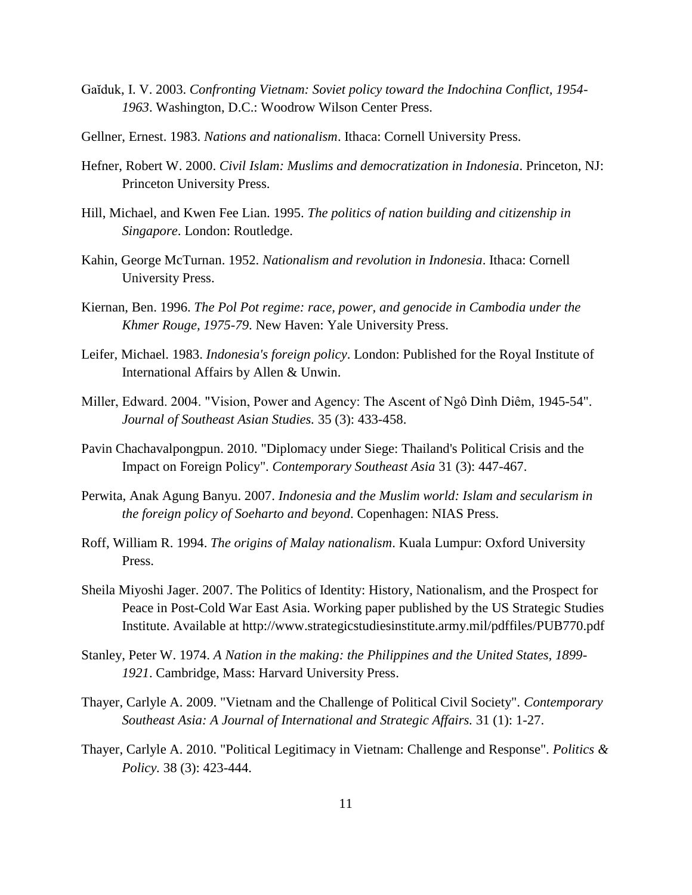Gaĭduk, I. V. 2003. *Confronting Vietnam: Soviet policy toward the Indochina Conflict, 1954-1963*. Washington, D.C.: Woodrow Wilson Center Press.

Gellner, Ernest. 1983. *Nations and nationalism*. Ithaca: Cornell University Press.

Hefner, Robert W. 2000. *Civil Islam: Muslims and democratization in Indonesia*. Princeton, NJ: Princeton University Press.

Hill, Michael, and Kwen Fee Lian. 1995. *The politics of nation building and citizenship in Singapore*. London: Routledge.

Kahin, George McTurnan. 1952. *Nationalism and revolution in Indonesia*. Ithaca: Cornell University Press.

Kiernan, Ben. 1996. *The Pol Pot regime: race, power, and genocide in Cambodia under the Khmer Rouge, 1975-79*. New Haven: Yale University Press.

Leifer, Michael. 1983. *Indonesia's foreign policy*. London: Published for the Royal Institute of International Affairs by Allen & Unwin.

Miller, Edward. 2004. "Vision, Power and Agency: The Ascent of Ngô Dình Diêm, 1945-54". *Journal of Southeast Asian Studies.* 35 (3): 433-458.

Pavin Chachavalpongpun. 2010. "Diplomacy under Siege: Thailand's Political Crisis and the Impact on Foreign Policy". *Contemporary Southeast Asia* 31 (3): 447-467.

Perwita, Anak Agung Banyu. 2007. *Indonesia and the Muslim world: Islam and secularism in the foreign policy of Soeharto and beyond*. Copenhagen: NIAS Press.

Roff, William R. 1994. *The origins of Malay nationalism*. Kuala Lumpur: Oxford University Press.

Sheila Miyoshi Jager. 2007. The Politics of Identity: History, Nationalism, and the Prospect for Peace in Post-Cold War East Asia. Working paper published by the US Strategic Studies Institute. Available at http://www.strategicstudiesinstitute.army.mil/pdffiles/PUB770.pdf

Stanley, Peter W. 1974. *A Nation in the making: the Philippines and the United States, 1899-1921*. Cambridge, Mass: Harvard University Press.

Thayer, Carlyle A. 2009. "Vietnam and the Challenge of Political Civil Society". *Contemporary Southeast Asia: A Journal of International and Strategic Affairs.* 31 (1): 1-27.

Thayer, Carlyle A. 2010. "Political Legitimacy in Vietnam: Challenge and Response". *Politics & Policy.* 38 (3): 423-444.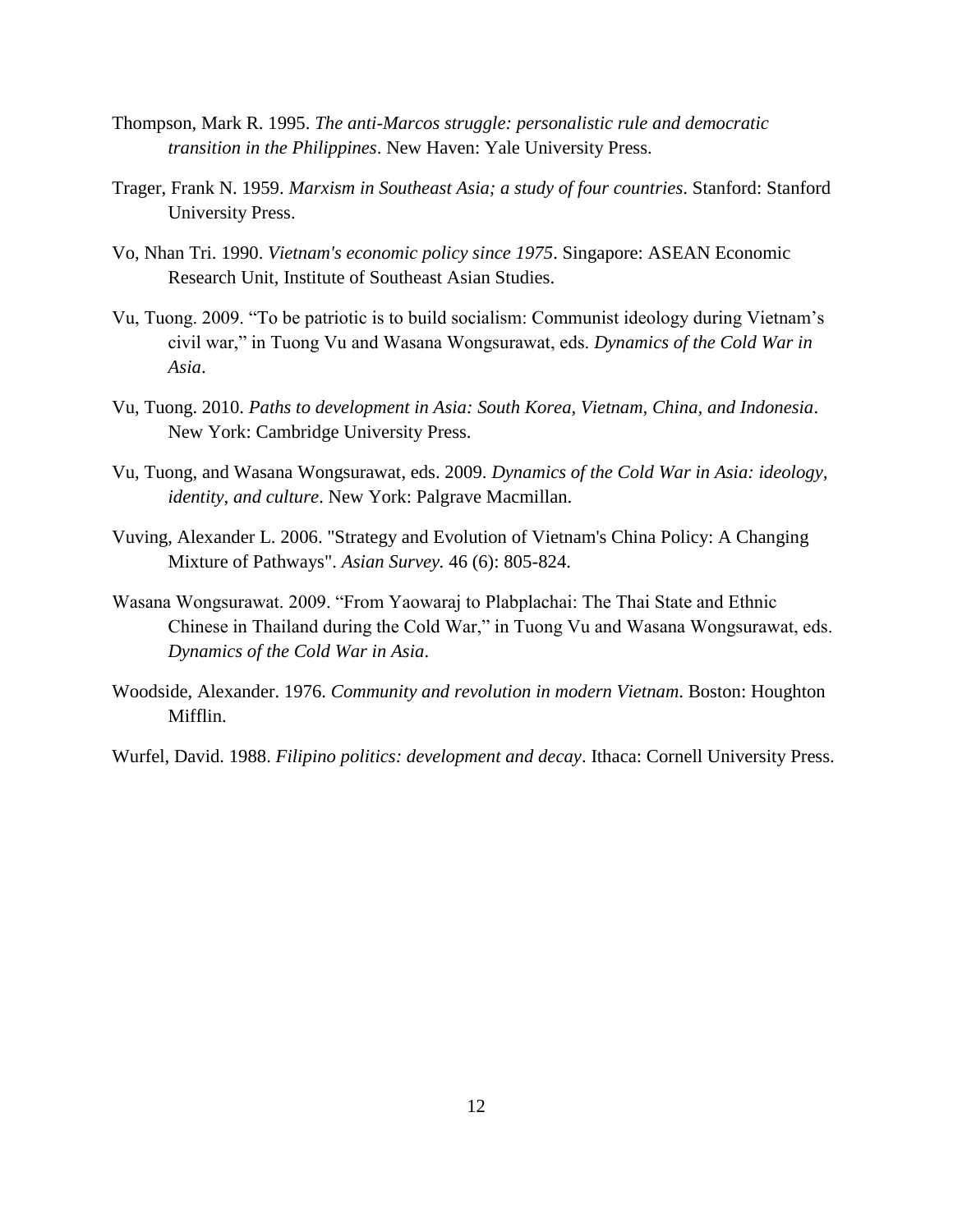Thompson, Mark R. 1995. *The anti-Marcos struggle: personalistic rule and democratic transition in the Philippines*. New Haven: Yale University Press.

Trager, Frank N. 1959. *Marxism in Southeast Asia; a study of four countries*. Stanford: Stanford University Press.

Vo, Nhan Tri. 1990. *Vietnam's economic policy since 1975*. Singapore: ASEAN Economic Research Unit, Institute of Southeast Asian Studies.

Vu, Tuong. 2009. "To be patriotic is to build socialism: Communist ideology during Vietnam's civil war," in Tuong Vu and Wasana Wongsurawat, eds. *Dynamics of the Cold War in Asia*.

Vu, Tuong. 2010. *Paths to development in Asia: South Korea, Vietnam, China, and Indonesia*. New York: Cambridge University Press.

Vu, Tuong, and Wasana Wongsurawat, eds. 2009. *Dynamics of the Cold War in Asia: ideology, identity, and culture*. New York: Palgrave Macmillan.

Vuving, Alexander L. 2006. "Strategy and Evolution of Vietnam's China Policy: A Changing Mixture of Pathways". *Asian Survey.* 46 (6): 805-824.

Wasana Wongsurawat. 2009. "From Yaowaraj to Plabplachai: The Thai State and Ethnic Chinese in Thailand during the Cold War," in Tuong Vu and Wasana Wongsurawat, eds. *Dynamics of the Cold War in Asia*.

Woodside, Alexander. 1976. *Community and revolution in modern Vietnam*. Boston: Houghton Mifflin.

Wurfel, David. 1988. *Filipino politics: development and decay*. Ithaca: Cornell University Press.